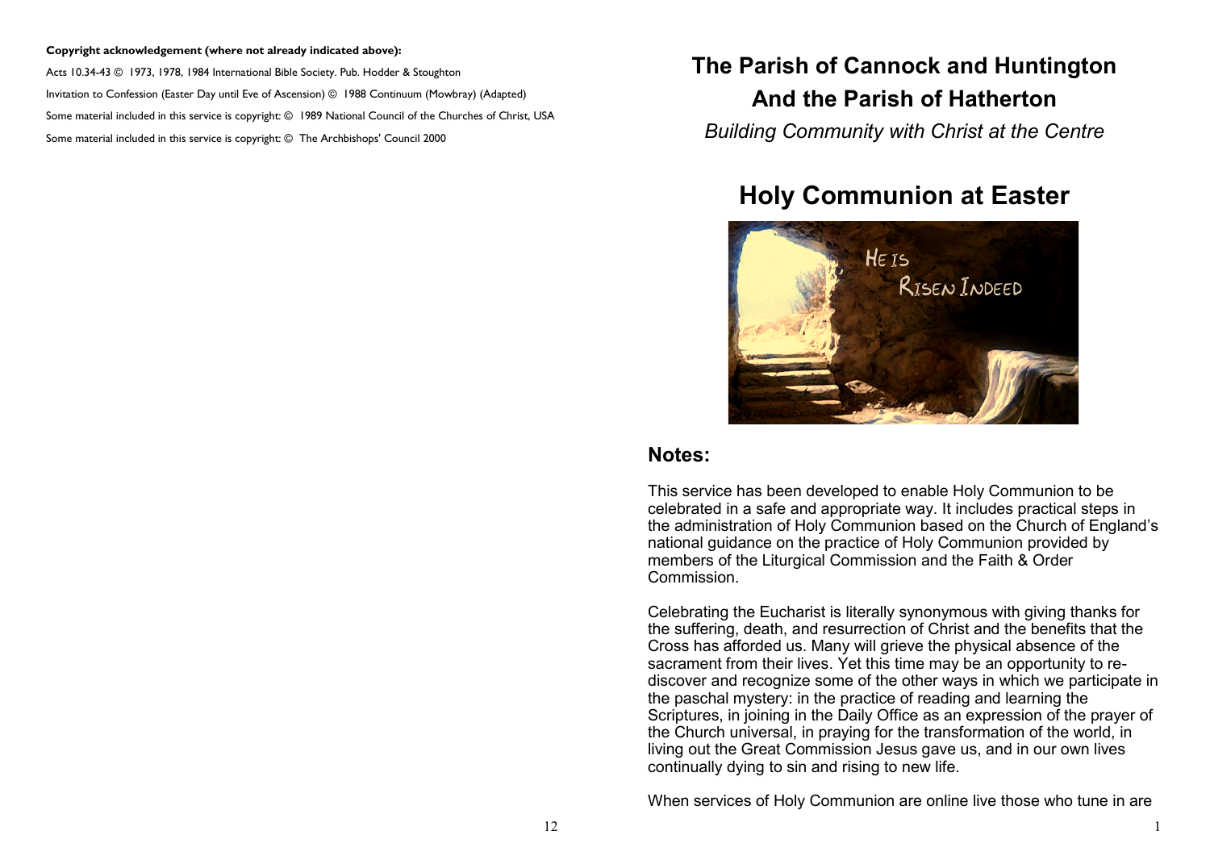**Copyright acknowledgement (where not already indicated above):**

Acts 10.34-43 © 1973, 1978, 1984 International Bible Society. Pub. Hodder & Stoughton

Invitation to Confession (Easter Day until Eve of Ascension) © 1988 Continuum (Mowbray) (Adapted)

Some material included in this service is copyright: © 1989 National Council of the Churches of Christ, USA

Some material included in this service is copyright: © The Archbishops' Council 2000

# The Parish of Cannock and Huntington And the Parish of Hatherton

*Building Community with Christ at the Centre*

# Holy Communion at Easter

## Notes:

This service has been developed to enable Holy Communion to be celebrated in a safe and appropriate way. It includes practical steps in the administration of Holy Communion based on the Church of England's national guidance on the practice of Holy Communion provided by members of the Liturgical Commission and the Faith & Order Commission.

Celebrating the Eucharist is literally synonymous with giving thanks for the suffering, death, and resurrection of Christ and the benefits that the Cross has afforded us. Many will grieve the physical absence of the sacrament from their lives. Yet this time may be an opportunity to re-discover and recognize some of the other ways in which we participate in the paschal mystery: in the practice of reading and learning the Scriptures, in joining in the Daily Office as an expression of the prayer of the Church universal, in praying for the transformation of the world, in living out the Great Commission Jesus gave us, and in our own lives continually dying to sin and rising to new life.

When services of Holy Communion are online live those who tune in are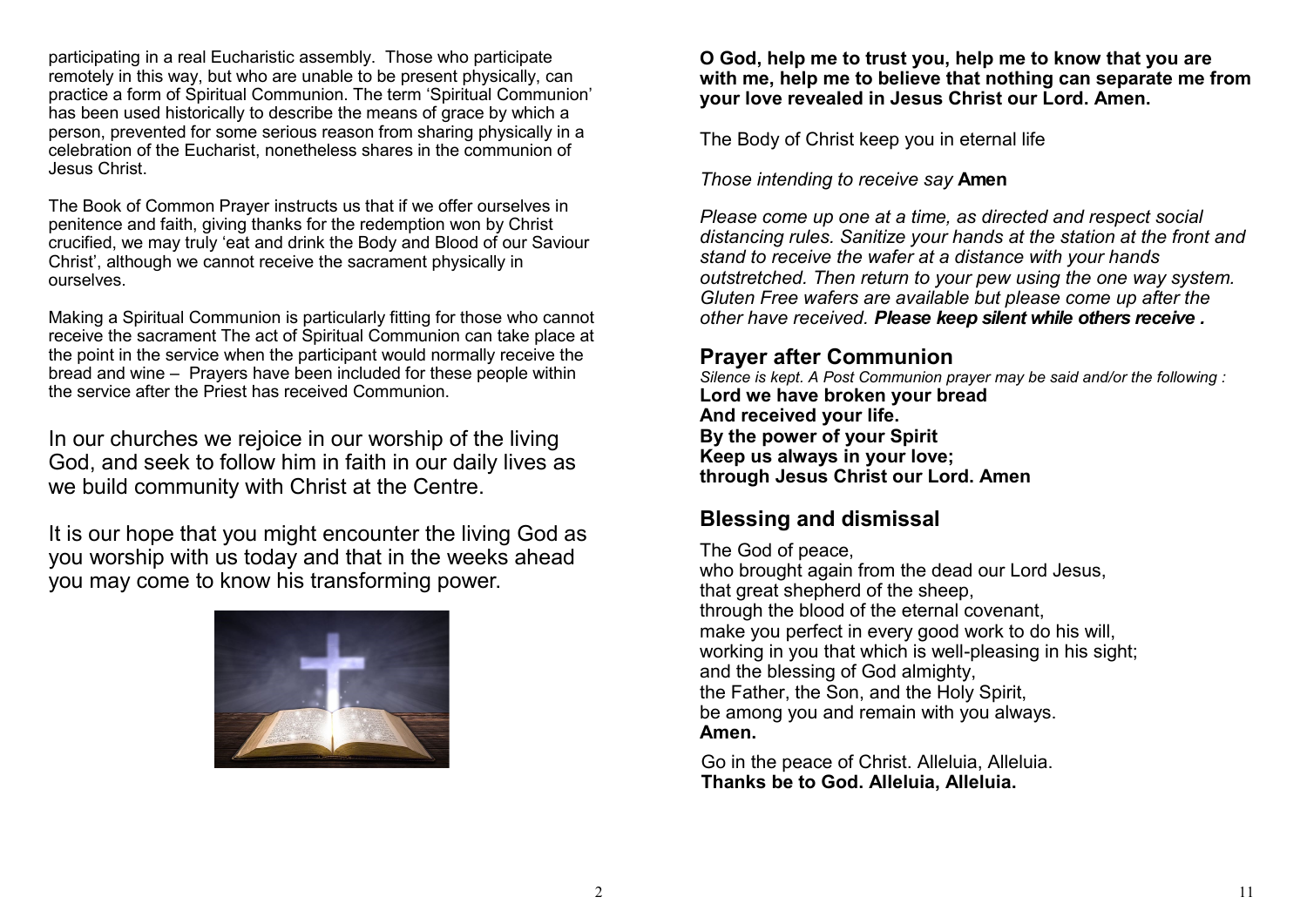participating in a real Eucharistic assembly. Those who participate remotely in this way, but who are unable to be present physically, can practice a form of Spiritual Communion. The term 'Spiritual Communion' has been used historically to describe the means of grace by which a person, prevented for some serious reason from sharing physically in a celebration of the Eucharist, nonetheless shares in the communion of Jesus Christ.

The Book of Common Prayer instructs us that if we offer ourselves in penitence and faith, giving thanks for the redemption won by Christ crucified, we may truly 'eat and drink the Body and Blood of our Saviour Christ', although we cannot receive the sacrament physically in ourselves.

Making a Spiritual Communion is particularly fitting for those who cannot receive the sacrament The act of Spiritual Communion can take place at the point in the service when the participant would normally receive the bread and wine – Prayers have been included for these people within the service after the Priest has received Communion.

In our churches we rejoice in our worship of the living God, and seek to follow him in faith in our daily lives as we build community with Christ at the Centre.

It is our hope that you might encounter the living God as you worship with us today and that in the weeks ahead you may come to know his transforming power.

**O God, help me to trust you, help me to know that you are with me, help me to believe that nothing can separate me from your love revealed in Jesus Christ our Lord. Amen.**

The Body of Christ keep you in eternal life

*Those intending to receive say* **Amen**

*Please come up one at a time, as directed and respect social distancing rules. Sanitize your hands at the station at the front and stand to receive the wafer at a distance with your hands outstretched. Then return to your pew using the one way system. Gluten Free wafers are available but please come up after the other have received.* ***Please keep silent while others receive .***

## Prayer after Communion

*Silence is kept. A Post Communion prayer may be said and/or the following :*

**Lord we have broken your bread**
**And received your life.**
**By the power of your Spirit**
**Keep us always in your love;**
**through Jesus Christ our Lord. Amen**

## Blessing and dismissal

The God of peace,
who brought again from the dead our Lord Jesus,
that great shepherd of the sheep,
through the blood of the eternal covenant,
make you perfect in every good work to do his will,
working in you that which is well-pleasing in his sight;
and the blessing of God almighty,
the Father, the Son, and the Holy Spirit,
be among you and remain with you always.
**Amen.**

Go in the peace of Christ. Alleluia, Alleluia.
**Thanks be to God. Alleluia, Alleluia.**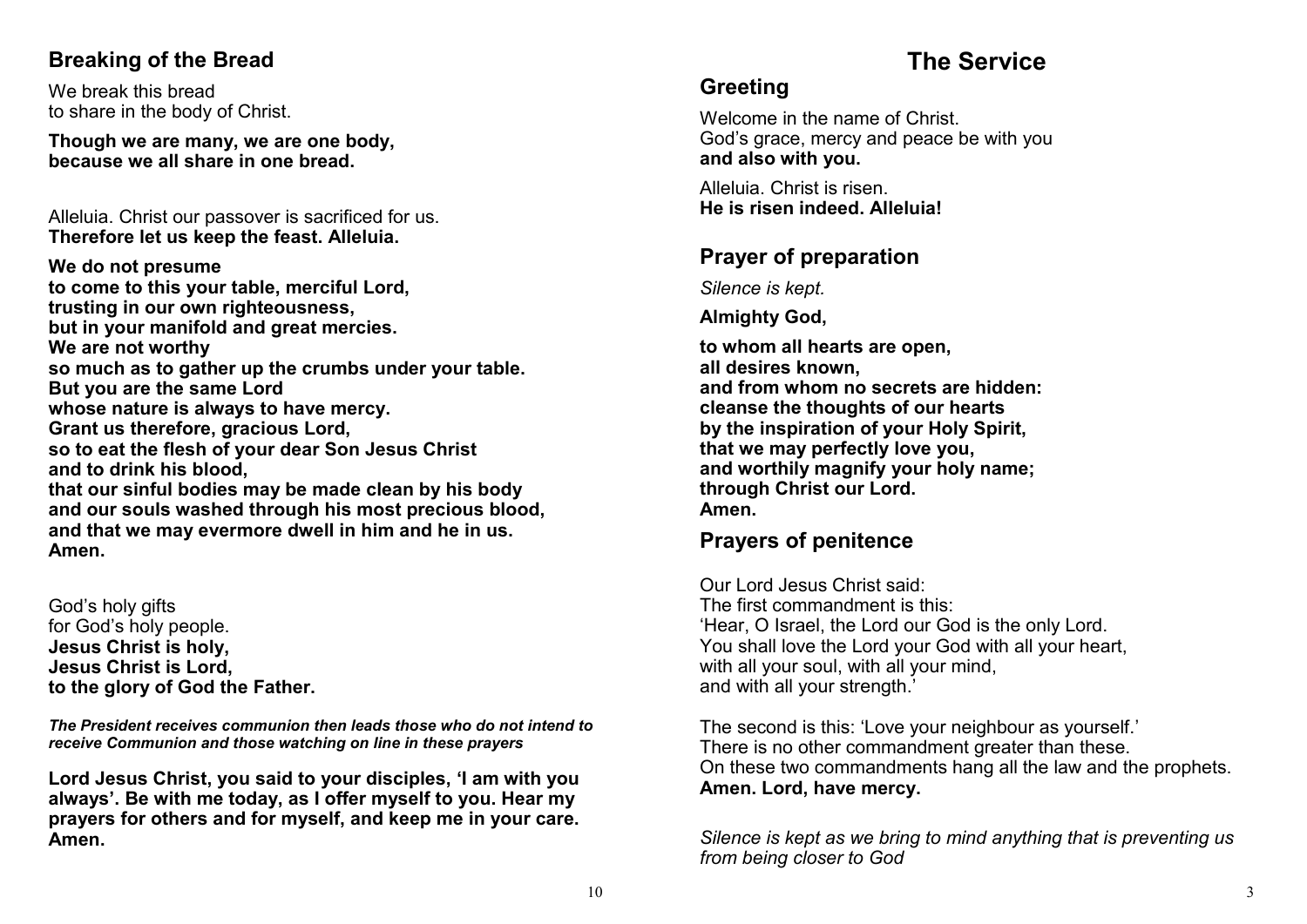## Breaking of the Bread

We break this bread
to share in the body of Christ.

**Though we are many, we are one body,**
**because we all share in one bread.**

Alleluia. Christ our passover is sacrificed for us.
**Therefore let us keep the feast. Alleluia.**

**We do not presume**
**to come to this your table, merciful Lord,**
**trusting in our own righteousness,**
**but in your manifold and great mercies.**
**We are not worthy**
**so much as to gather up the crumbs under your table.**
**But you are the same Lord**
**whose nature is always to have mercy.**
**Grant us therefore, gracious Lord,**
**so to eat the flesh of your dear Son Jesus Christ**
**and to drink his blood,**
**that our sinful bodies may be made clean by his body**
**and our souls washed through his most precious blood,**
**and that we may evermore dwell in him and he in us.**
**Amen.**

God's holy gifts
for God's holy people.
**Jesus Christ is holy,**
**Jesus Christ is Lord,**
**to the glory of God the Father.**

***The President receives communion then leads those who do not intend to receive Communion and those watching on line in these prayers***

**Lord Jesus Christ, you said to your disciples, 'I am with you always'. Be with me today, as I offer myself to you. Hear my prayers for others and for myself, and keep me in your care. Amen.**

# The Service

## Greeting

Welcome in the name of Christ.
God's grace, mercy and peace be with you
**and also with you.**

Alleluia. Christ is risen.
**He is risen indeed. Alleluia!**

## Prayer of preparation

*Silence is kept.*

**Almighty God,**

**to whom all hearts are open,**
**all desires known,**
**and from whom no secrets are hidden:**
**cleanse the thoughts of our hearts**
**by the inspiration of your Holy Spirit,**
**that we may perfectly love you,**
**and worthily magnify your holy name;**
**through Christ our Lord.**
**Amen.**

## Prayers of penitence

Our Lord Jesus Christ said:
The first commandment is this:
'Hear, O Israel, the Lord our God is the only Lord.
You shall love the Lord your God with all your heart,
with all your soul, with all your mind,
and with all your strength.'

The second is this: 'Love your neighbour as yourself.'
There is no other commandment greater than these.
On these two commandments hang all the law and the prophets.
**Amen. Lord, have mercy.**

*Silence is kept as we bring to mind anything that is preventing us from being closer to God*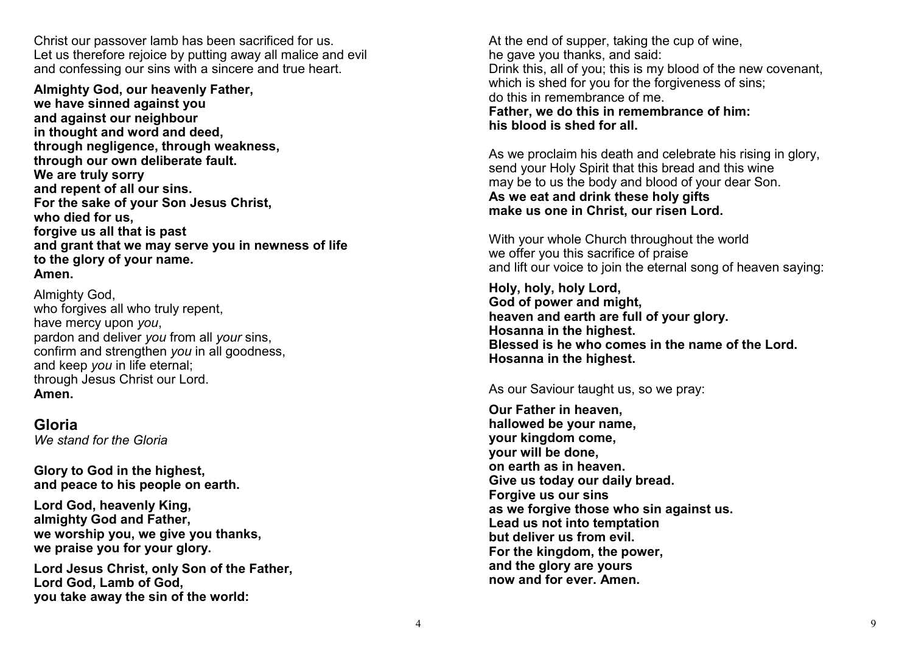Christ our passover lamb has been sacrificed for us.
Let us therefore rejoice by putting away all malice and evil
and confessing our sins with a sincere and true heart.

**Almighty God, our heavenly Father,**
**we have sinned against you**
**and against our neighbour**
**in thought and word and deed,**
**through negligence, through weakness,**
**through our own deliberate fault.**
**We are truly sorry**
**and repent of all our sins.**
**For the sake of your Son Jesus Christ,**
**who died for us,**
**forgive us all that is past**
**and grant that we may serve you in newness of life**
**to the glory of your name.**
**Amen.**

Almighty God,
who forgives all who truly repent,
have mercy upon *you*,
pardon and deliver *you* from all *your* sins,
confirm and strengthen *you* in all goodness,
and keep *you* in life eternal;
through Jesus Christ our Lord.
**Amen.**

## Gloria

*We stand for the Gloria*

**Glory to God in the highest,**
**and peace to his people on earth.**

**Lord God, heavenly King,**
**almighty God and Father,**
**we worship you, we give you thanks,**
**we praise you for your glory.**

**Lord Jesus Christ, only Son of the Father,**
**Lord God, Lamb of God,**
**you take away the sin of the world:**

At the end of supper, taking the cup of wine,
he gave you thanks, and said:
Drink this, all of you; this is my blood of the new covenant,
which is shed for you for the forgiveness of sins;
do this in remembrance of me.
**Father, we do this in remembrance of him:**
**his blood is shed for all.**

As we proclaim his death and celebrate his rising in glory,
send your Holy Spirit that this bread and this wine
may be to us the body and blood of your dear Son.
**As we eat and drink these holy gifts**
**make us one in Christ, our risen Lord.**

With your whole Church throughout the world
we offer you this sacrifice of praise
and lift our voice to join the eternal song of heaven saying:

**Holy, holy, holy Lord,**
**God of power and might,**
**heaven and earth are full of your glory.**
**Hosanna in the highest.**
**Blessed is he who comes in the name of the Lord.**
**Hosanna in the highest.**

As our Saviour taught us, so we pray:

**Our Father in heaven,**
**hallowed be your name,**
**your kingdom come,**
**your will be done,**
**on earth as in heaven.**
**Give us today our daily bread.**
**Forgive us our sins**
**as we forgive those who sin against us.**
**Lead us not into temptation**
**but deliver us from evil.**
**For the kingdom, the power,**
**and the glory are yours**
**now and for ever. Amen.**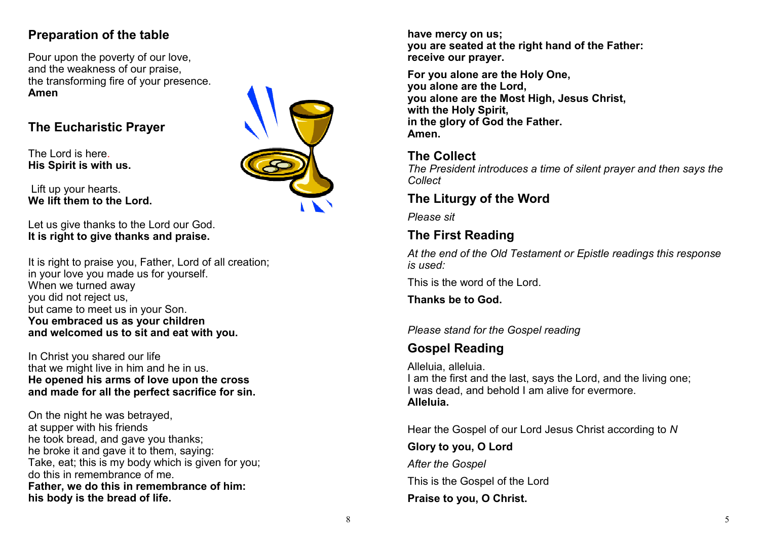## Preparation of the table

Pour upon the poverty of our love,
and the weakness of our praise,
the transforming fire of your presence.
**Amen**

## The Eucharistic Prayer

The Lord is here.
**His Spirit is with us.**

Lift up your hearts.
**We lift them to the Lord.**

Let us give thanks to the Lord our God.
**It is right to give thanks and praise.**

It is right to praise you, Father, Lord of all creation;
in your love you made us for yourself.
When we turned away
you did not reject us,
but came to meet us in your Son.
**You embraced us as your children**
**and welcomed us to sit and eat with you.**

In Christ you shared our life
that we might live in him and he in us.
**He opened his arms of love upon the cross**
**and made for all the perfect sacrifice for sin.**

On the night he was betrayed,
at supper with his friends
he took bread, and gave you thanks;
he broke it and gave it to them, saying:
Take, eat; this is my body which is given for you;
do this in remembrance of me.
**Father, we do this in remembrance of him:**
**his body is the bread of life.**

**have mercy on us;**
**you are seated at the right hand of the Father:**
**receive our prayer.**

**For you alone are the Holy One,**
**you alone are the Lord,**
**you alone are the Most High, Jesus Christ,**
**with the Holy Spirit,**
**in the glory of God the Father.**
**Amen.**

## The Collect

*The President introduces a time of silent prayer and then says the Collect*

## The Liturgy of the Word

*Please sit*

## The First Reading

*At the end of the Old Testament or Epistle readings this response is used:*

This is the word of the Lord.

**Thanks be to God.**

*Please stand for the Gospel reading*

## Gospel Reading

Alleluia, alleluia.
I am the first and the last, says the Lord, and the living one;
I was dead, and behold I am alive for evermore.
**Alleluia.**

Hear the Gospel of our Lord Jesus Christ according to *N*

**Glory to you, O Lord**

*After the Gospel*

This is the Gospel of the Lord

**Praise to you, O Christ.**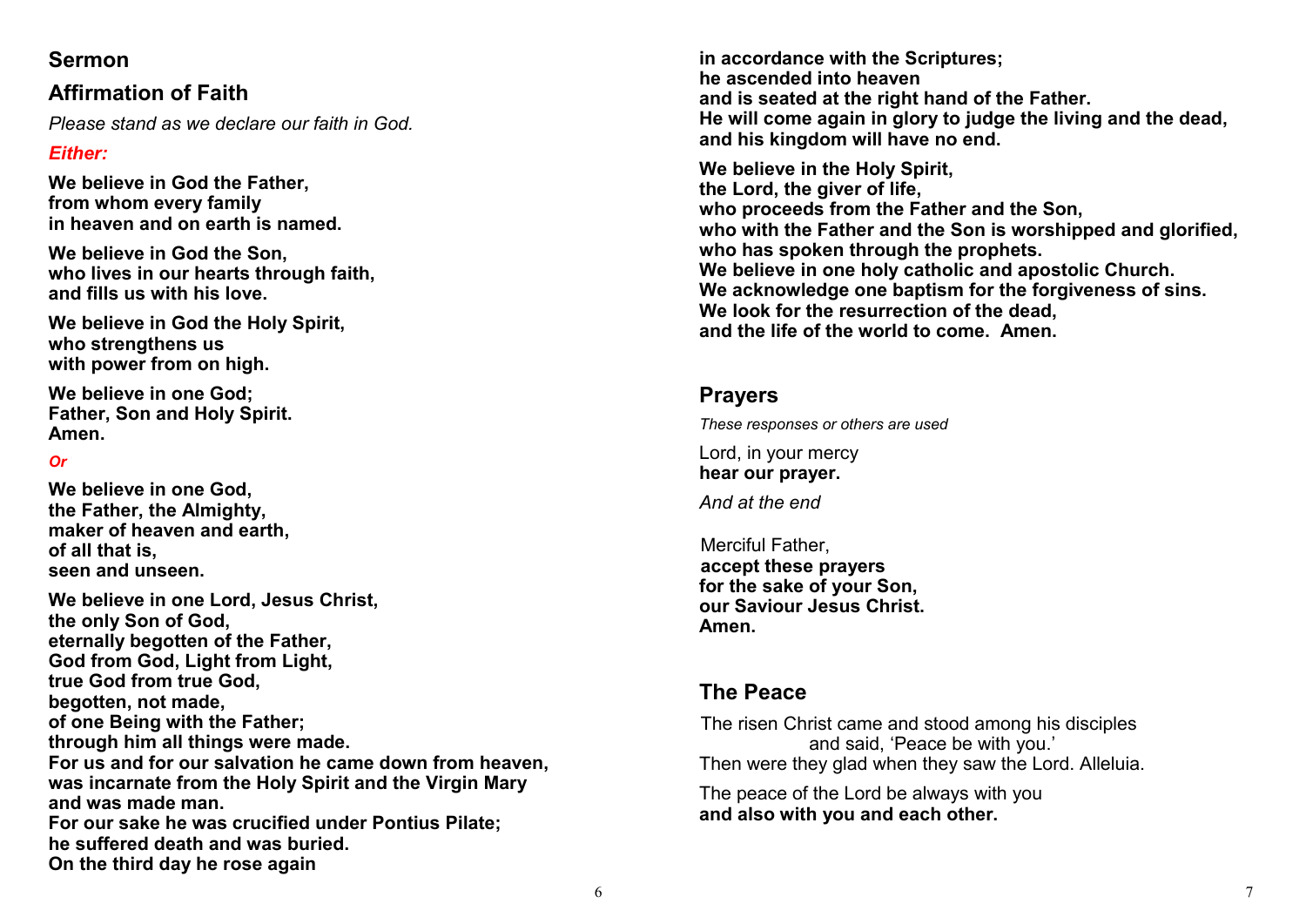## Sermon

## Affirmation of Faith

*Please stand as we declare our faith in God.*

***Either:***

**We believe in God the Father,**
**from whom every family**
**in heaven and on earth is named.**

**We believe in God the Son,**
**who lives in our hearts through faith,**
**and fills us with his love.**

**We believe in God the Holy Spirit,**
**who strengthens us**
**with power from on high.**

**We believe in one God;**
**Father, Son and Holy Spirit.**
**Amen.**

***Or***

**We believe in one God,**
**the Father, the Almighty,**
**maker of heaven and earth,**
**of all that is,**
**seen and unseen.**

**We believe in one Lord, Jesus Christ,**
**the only Son of God,**
**eternally begotten of the Father,**
**God from God, Light from Light,**
**true God from true God,**
**begotten, not made,**
**of one Being with the Father;**
**through him all things were made.**
**For us and for our salvation he came down from heaven,**
**was incarnate from the Holy Spirit and the Virgin Mary**
**and was made man.**
**For our sake he was crucified under Pontius Pilate;**
**he suffered death and was buried.**
**On the third day he rose again**
**in accordance with the Scriptures;**
**he ascended into heaven**
**and is seated at the right hand of the Father.**
**He will come again in glory to judge the living and the dead,**
**and his kingdom will have no end.**

**We believe in the Holy Spirit,**
**the Lord, the giver of life,**
**who proceeds from the Father and the Son,**
**who with the Father and the Son is worshipped and glorified,**
**who has spoken through the prophets.**
**We believe in one holy catholic and apostolic Church.**
**We acknowledge one baptism for the forgiveness of sins.**
**We look for the resurrection of the dead,**
**and the life of the world to come. Amen.**

## Prayers

*These responses or others are used*

Lord, in your mercy
**hear our prayer.**

*And at the end*

Merciful Father,
**accept these prayers**
**for the sake of your Son,**
**our Saviour Jesus Christ.**
**Amen.**

## The Peace

The risen Christ came and stood among his disciples
and said, 'Peace be with you.'
Then were they glad when they saw the Lord. Alleluia.

The peace of the Lord be always with you
**and also with you and each other.**